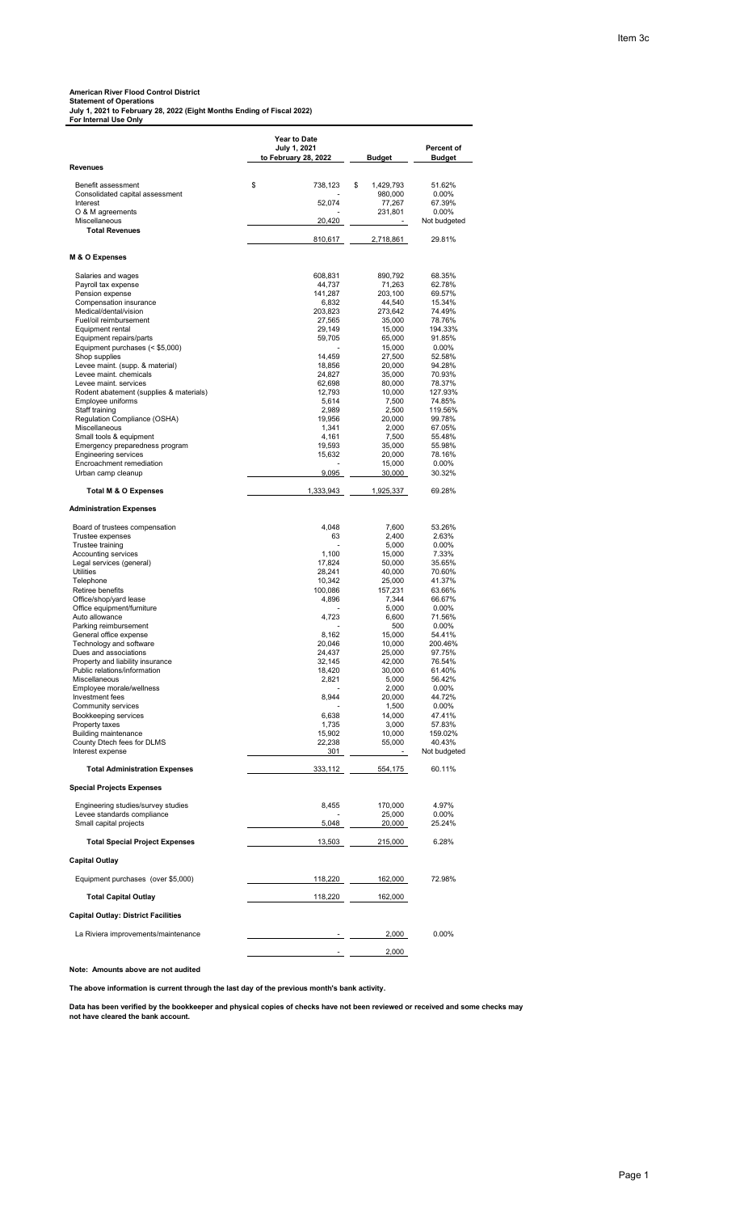Item 3c

**American River Flood Control District**
**Statement of Operations**
**July 1, 2021 to February 28, 2022 (Eight Months Ending of Fiscal 2022)**
**For Internal Use Only**

| | Year to Date July 1, 2021 to February 28, 2022 | Budget | Percent of Budget |
|---|---|---|---|
| **Revenues** | | | |
| Benefit assessment | $ 738,123 | $ 1,429,793 | 51.62% |
| Consolidated capital assessment | - | 980,000 | 0.00% |
| Interest | 52,074 | 77,267 | 67.39% |
| O & M agreements | - | 231,801 | 0.00% |
| Miscellaneous | 20,420 | - | Not budgeted |
| **Total Revenues** | 810,617 | 2,718,861 | 29.81% |
| **M & O Expenses** | | | |
| Salaries and wages | 608,831 | 890,792 | 68.35% |
| Payroll tax expense | 44,737 | 71,263 | 62.78% |
| Pension expense | 141,287 | 203,100 | 69.57% |
| Compensation insurance | 6,832 | 44,540 | 15.34% |
| Medical/dental/vision | 203,823 | 273,642 | 74.49% |
| Fuel/oil reimbursement | 27,565 | 35,000 | 78.76% |
| Equipment rental | 29,149 | 15,000 | 194.33% |
| Equipment repairs/parts | 59,705 | 65,000 | 91.85% |
| Equipment purchases (< $5,000) | - | 15,000 | 0.00% |
| Shop supplies | 14,459 | 27,500 | 52.58% |
| Levee maint. (supp. & material) | 18,856 | 20,000 | 94.28% |
| Levee maint. chemicals | 24,827 | 35,000 | 70.93% |
| Levee maint. services | 62,698 | 80,000 | 78.37% |
| Rodent abatement (supplies & materials) | 12,793 | 10,000 | 127.93% |
| Employee uniforms | 5,614 | 7,500 | 74.85% |
| Staff training | 2,989 | 2,500 | 119.56% |
| Regulation Compliance (OSHA) | 19,956 | 20,000 | 99.78% |
| Miscellaneous | 1,341 | 2,000 | 67.05% |
| Small tools & equipment | 4,161 | 7,500 | 55.48% |
| Emergency preparedness program | 19,593 | 35,000 | 55.98% |
| Engineering services | 15,632 | 20,000 | 78.16% |
| Encroachment remediation | - | 15,000 | 0.00% |
| Urban camp cleanup | 9,095 | 30,000 | 30.32% |
| **Total M & O Expenses** | 1,333,943 | 1,925,337 | 69.28% |
| **Administration Expenses** | | | |
| Board of trustees compensation | 4,048 | 7,600 | 53.26% |
| Trustee expenses | 63 | 2,400 | 2.63% |
| Trustee training | - | 5,000 | 0.00% |
| Accounting services | 1,100 | 15,000 | 7.33% |
| Legal services (general) | 17,824 | 50,000 | 35.65% |
| Utilities | 28,241 | 40,000 | 70.60% |
| Telephone | 10,342 | 25,000 | 41.37% |
| Retiree benefits | 100,086 | 157,231 | 63.66% |
| Office/shop/yard lease | 4,896 | 7,344 | 66.67% |
| Office equipment/furniture | - | 5,000 | 0.00% |
| Auto allowance | 4,723 | 6,600 | 71.56% |
| Parking reimbursement | - | 500 | 0.00% |
| General office expense | 8,162 | 15,000 | 54.41% |
| Technology and software | 20,046 | 10,000 | 200.46% |
| Dues and associations | 24,437 | 25,000 | 97.75% |
| Property and liability insurance | 32,145 | 42,000 | 76.54% |
| Public relations/information | 18,420 | 30,000 | 61.40% |
| Miscellaneous | 2,821 | 5,000 | 56.42% |
| Employee morale/wellness | - | 2,000 | 0.00% |
| Investment fees | 8,944 | 20,000 | 44.72% |
| Community services | - | 1,500 | 0.00% |
| Bookkeeping services | 6,638 | 14,000 | 47.41% |
| Property taxes | 1,735 | 3,000 | 57.83% |
| Building maintenance | 15,902 | 10,000 | 159.02% |
| County Dtech fees for DLMS | 22,238 | 55,000 | 40.43% |
| Interest expense | 301 | - | Not budgeted |
| **Total Administration Expenses** | 333,112 | 554,175 | 60.11% |
| **Special Projects Expenses** | | | |
| Engineering studies/survey studies | 8,455 | 170,000 | 4.97% |
| Levee standards compliance | - | 25,000 | 0.00% |
| Small capital projects | 5,048 | 20,000 | 25.24% |
| **Total Special Project Expenses** | 13,503 | 215,000 | 6.28% |
| **Capital Outlay** | | | |
| Equipment purchases (over $5,000) | 118,220 | 162,000 | 72.98% |
| **Total Capital Outlay** | 118,220 | 162,000 | |
| **Capital Outlay: District Facilities** | | | |
| La Riviera improvements/maintenance | - | 2,000 | 0.00% |
| | - | 2,000 | |

**Note: Amounts above are not audited**

**The above information is current through the last day of the previous month's bank activity.**

**Data has been verified by the bookkeeper and physical copies of checks have not been reviewed or received and some checks may not have cleared the bank account.**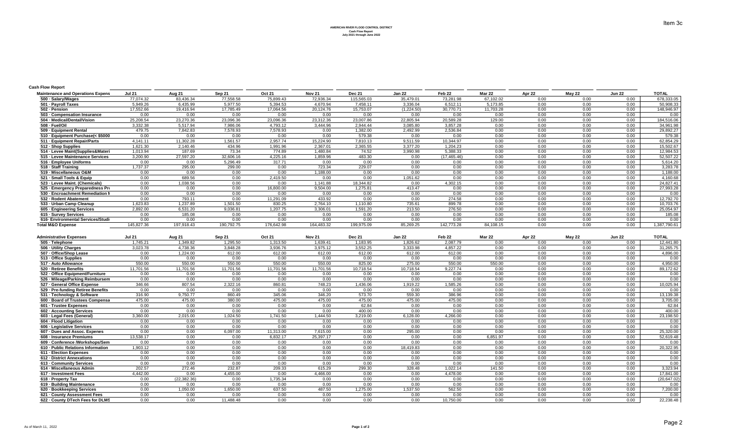# AMERICAN RIVER FLOOD CONTROL DISTRICT

**Cash Flow Report**

**July 2021 through June 2022**

Item 3c

**Cash Flow Report**

| Maintenance and Operations Expense | Jul 21 | Aug 21 | Sep 21 | Oct 21 | Nov 21 | Dec 21 | Jan 22 | Feb 22 | Mar 22 | Apr 22 | May 22 | Jun 22 | TOTAL |
|---|---|---|---|---|---|---|---|---|---|---|---|---|---|
| 500 · Salary/Wages | 77,074.32 | 83,436.34 | 77,558.58 | 75,899.43 | 72,936.34 | 115,565.03 | 35,479.01 | 73,281.98 | 67,102.02 | 0.00 | 0.00 | 0.00 | 678,333.05 |
| 501 · Payroll Taxes | 5,949.26 | 6,435.99 | 5,977.50 | 5,394.53 | 4,670.94 | 7,458.11 | 3,336.04 | 6,512.11 | 5,173.85 | 0.00 | 0.00 | 0.00 | 50,908.33 |
| 502 · Pension | 17,552.66 | 19,416.94 | 17,785.49 | 17,064.56 | 20,124.76 | 15,753.07 | (1,224.50) | 30,770.71 | 11,703.28 | 0.00 | 0.00 | 0.00 | 148,946.97 |
| 503 · Compensation Insurance | 0.00 | 0.00 | 0.00 | 0.00 | 0.00 | 0.00 | 0.00 | 0.00 | 0.00 | 0.00 | 0.00 | 0.00 | 0.00 |
| 504 · Medical/Dental/Vision | 25,208.54 | 23,270.36 | 23,096.36 | 23,096.36 | 23,312.36 | 23,007.86 | 22,805.94 | 20,589.28 | 129.00 | 0.00 | 0.00 | 0.00 | 184,516.06 |
| 508 · Fuel/Oil | 3,332.38 | 5,517.94 | 7,986.06 | 4,793.12 | 3,444.96 | 2,944.44 | 3,085.80 | 3,857.28 | 0.00 | 0.00 | 0.00 | 0.00 | 34,961.98 |
| 509 · Equipment Rental | 479.75 | 7,842.83 | 7,578.93 | 7,578.93 | 0.00 | 1,382.00 | 2,492.99 | 2,536.84 | 0.00 | 0.00 | 0.00 | 0.00 | 29,892.27 |
| 510 · Equipment Purchase(< $5000 | 0.00 | 0.00 | 0.00 | 0.00 | 0.00 | 579.38 | 0.00 | 0.00 | 0.00 | 0.00 | 0.00 | 0.00 | 579.38 |
| 511 · Equipment Repair/Parts | 4,141.11 | 11,302.28 | 1,561.57 | 2,957.74 | 15,224.90 | 7,810.13 | 9,511.59 | 10,344.97 | 0.00 | 0.00 | 0.00 | 0.00 | 62,854.29 |
| 512 · Shop Supplies | 1,621.30 | 2,140.46 | 434.96 | 1,991.96 | 2,367.01 | 2,365.55 | 3,377.20 | 1,204.23 | 0.00 | 0.00 | 0.00 | 0.00 | 15,502.67 |
| 514 · Levee Maint(Supplies&Materi | 1,013.94 | 187.69 | 73.34 | 774.89 | 1,480.84 | 74.52 | 3,990.98 | 5,388.33 | 0.00 | 0.00 | 0.00 | 0.00 | 12,984.53 |
| 515 · Levee Maintenance Services | 3,200.90 | 27,597.20 | 32,606.16 | 4,225.16 | 1,859.96 | 483.30 | 0.00 | (17,465.46) | 0.00 | 0.00 | 0.00 | 0.00 | 52,507.22 |
| 516 · Employee Uniforms | 0.00 | 0.00 | 5,296.49 | 317.71 | 0.00 | 0.00 | 0.00 | 0.00 | 0.00 | 0.00 | 0.00 | 0.00 | 5,614.20 |
| 518 · Staff Training | 1,737.37 | 295.00 | 299.00 | 0.00 | 723.34 | 229.07 | 0.00 | 0.00 | 0.00 | 0.00 | 0.00 | 0.00 | 3,283.78 |
| 519 · Miscellaneous O&M | 0.00 | 0.00 | 0.00 | 0.00 | 1,188.00 | 0.00 | 0.00 | 0.00 | 0.00 | 0.00 | 0.00 | 0.00 | 1,188.00 |
| 521 · Small Tools & Equip | 0.00 | 689.56 | 0.00 | 2,419.50 | 0.00 | 0.00 | 1,051.62 | 0.00 | 0.00 | 0.00 | 0.00 | 0.00 | 4,160.68 |
| 523 · Levee Maint. (Chemicals) | 0.00 | 1,038.56 | 0.00 | 0.00 | 1,141.88 | 18,344.82 | 0.00 | 4,302.15 | 0.00 | 0.00 | 0.00 | 0.00 | 24,827.41 |
| 525 · Emergency Preparedness Pro | 0.00 | 0.00 | 0.00 | 16,800.00 | 9,504.00 | 1,275.81 | 413.47 | 0.00 | 0.00 | 0.00 | 0.00 | 0.00 | 27,993.28 |
| 530 · Encroachment Remediation M | 0.00 | 0.00 | 0.00 | 0.00 | 0.00 | 0.00 | 0.00 | 0.00 | 0.00 | 0.00 | 0.00 | 0.00 | 0.00 |
| 532 · Rodent Abatement | 0.00 | 793.11 | 0.00 | 11,291.09 | 433.92 | 0.00 | 0.00 | 274.58 | 0.00 | 0.00 | 0.00 | 0.00 | 12,792.70 |
| 533 · Urban Camp Cleanup | 1,623.83 | 1,237.89 | 1,501.50 | 830.25 | 2,764.10 | 1,110.80 | 735.61 | 899.78 | 0.00 | 0.00 | 0.00 | 0.00 | 10,703.76 |
| 605 · Engineering Services | 2,892.00 | 6,531.20 | 9,036.81 | 1,207.75 | 3,306.01 | 1,591.20 | 213.50 | 276.50 | 0.00 | 0.00 | 0.00 | 0.00 | 25,054.97 |
| 615 · Survey Services | 0.00 | 185.08 | 0.00 | 0.00 | 0.00 | 0.00 | 0.00 | 0.00 | 0.00 | 0.00 | 0.00 | 0.00 | 185.08 |
| 616· Environmental Services/Studi | 0.00 | 0.00 | 0.00 | 0.00 | 0.00 | 0.00 | 0.00 | 0.00 | 0.00 | 0.00 | 0.00 | 0.00 | 0.00 |
| **Total M&O Expense** | 145,827.36 | 197,918.43 | 190,792.75 | 176,642.98 | 164,483.32 | 199,975.09 | 85,269.25 | 142,773.28 | 84,108.15 | 0.00 | 0.00 | 0.00 | 1,387,790.61 |

| Administrative Expenses | Jul 21 | Aug 21 | Sep 21 | Oct 21 | Nov 21 | Dec 21 | Jan 22 | Feb 22 | Mar 22 | Apr 22 | May 22 | Jun 22 | TOTAL |
|---|---|---|---|---|---|---|---|---|---|---|---|---|---|
| 505 · Telephone | 1,745.21 | 1,349.82 | 1,295.50 | 1,313.50 | 1,639.41 | 1,183.95 | 1,826.62 | 2,087.79 | 0.00 | 0.00 | 0.00 | 0.00 | 12,441.80 |
| 506 · Utility Charges | 3,023.78 | 4,738.36 | 3,848.28 | 3,936.76 | 3,975.12 | 3,552.25 | 3,333.98 | 4,857.22 | 0.00 | 0.00 | 0.00 | 0.00 | 31,265.75 |
| 507 · Office/Shop Lease | 0.00 | 1,224.00 | 612.00 | 612.00 | 612.00 | 612.00 | 612.00 | 612.00 | 0.00 | 0.00 | 0.00 | 0.00 | 4,896.00 |
| 513 · Office Supplies | 0.00 | 0.00 | 0.00 | 0.00 | 0.00 | 0.00 | 0.00 | 0.00 | 0.00 | 0.00 | 0.00 | 0.00 | 0.00 |
| 517 · Auto Allowance | 550.00 | 550.00 | 550.00 | 550.00 | 550.00 | 825.00 | 275.00 | 550.00 | 550.00 | 0.00 | 0.00 | 0.00 | 4,950.00 |
| 520 · Retiree Benefits | 11,701.56 | 11,701.56 | 11,701.56 | 11,701.56 | 11,701.56 | 10,718.54 | 10,718.54 | 9,227.74 | 0.00 | 0.00 | 0.00 | 0.00 | 89,172.62 |
| 522 · Office Equipment/Furniture | 0.00 | 0.00 | 0.00 | 0.00 | 0.00 | 0.00 | 0.00 | 0.00 | 0.00 | 0.00 | 0.00 | 0.00 | 0.00 |
| 526 · Mileage/Parking Reimbursem | 0.00 | 0.00 | 0.00 | 0.00 | 0.00 | 0.00 | 0.00 | 0.00 | 0.00 | 0.00 | 0.00 | 0.00 | 0.00 |
| 527 · General Office Expense | 346.66 | 807.54 | 2,322.16 | 860.81 | 748.23 | 1,436.06 | 1,919.22 | 1,585.26 | 0.00 | 0.00 | 0.00 | 0.00 | 10,025.94 |
| 529 · Pre-funding Retiree Benefits | 0.00 | 0.00 | 0.00 | 0.00 | 0.00 | 0.00 | 0.00 | 0.00 | 0.00 | 0.00 | 0.00 | 0.00 | 0.00 |
| 531 · Technology & Software | 316.90 | 9,750.77 | 860.49 | 345.06 | 346.20 | 573.70 | 559.30 | 386.96 | 0.00 | 0.00 | 0.00 | 0.00 | 13,139.38 |
| 600 · Board of Trustees Compensa | 475.00 | 475.00 | 380.00 | 475.00 | 475.00 | 475.00 | 475.00 | 475.00 | 0.00 | 0.00 | 0.00 | 0.00 | 3,705.00 |
| 601 · Trustee Expenses | 0.00 | 0.00 | 0.00 | 0.00 | 0.00 | 62.84 | 0.00 | 0.00 | 0.00 | 0.00 | 0.00 | 0.00 | 62.84 |
| 602 · Accounting Services | 0.00 | 0.00 | 0.00 | 0.00 | 0.00 | 400.00 | 0.00 | 0.00 | 0.00 | 0.00 | 0.00 | 0.00 | 400.00 |
| 603 · Legal Fees (General) | 3,360.00 | 2,015.00 | 1,024.50 | 1,741.50 | 1,444.50 | 3,219.00 | 6,128.00 | 4,266.00 | 0.00 | 0.00 | 0.00 | 0.00 | 23,198.50 |
| 604 · Flood Litigation | 0.00 | 0.00 | 0.00 | 0.00 | 0.00 | 0.00 | 0.00 | 0.00 | 0.00 | 0.00 | 0.00 | 0.00 | 0.00 |
| 606 · Legislative Services | 0.00 | 0.00 | 0.00 | 0.00 | 0.00 | 0.00 | 0.00 | 0.00 | 0.00 | 0.00 | 0.00 | 0.00 | 0.00 |
| 607 · Dues and Assoc. Expenes | 0.00 | 0.00 | 6,097.00 | 11,313.00 | 7,615.00 | 0.00 | 295.00 | 0.00 | 0.00 | 0.00 | 0.00 | 0.00 | 25,320.00 |
| 608 · Insurance Premiums | 13,538.17 | 0.00 | 0.00 | 6,832.17 | 25,397.17 | 0.00 | 0.00 | 0.00 | 6,851.97 | 0.00 | 0.00 | 0.00 | 52,619.48 |
| 609 · Conference /Workshops/Sem | 0.00 | 0.00 | 0.00 | 0.00 | 0.00 | 0.00 | 0.00 | 0.00 | 0.00 | 0.00 | 0.00 | 0.00 | 0.00 |
| 610 · Public Relations Information | 1,903.12 | 0.00 | 0.00 | 0.00 | 0.00 | 0.00 | 18,419.83 | 0.00 | 0.00 | 0.00 | 0.00 | 0.00 | 20,322.95 |
| 611 · Election Expenses | 0.00 | 0.00 | 0.00 | 0.00 | 0.00 | 0.00 | 0.00 | 0.00 | 0.00 | 0.00 | 0.00 | 0.00 | 0.00 |
| 612 · District Annexations | 0.00 | 0.00 | 0.00 | 0.00 | 0.00 | 0.00 | 0.00 | 0.00 | 0.00 | 0.00 | 0.00 | 0.00 | 0.00 |
| 613 · Community Services | 0.00 | 0.00 | 0.00 | 0.00 | 0.00 | 0.00 | 0.00 | 0.00 | 0.00 | 0.00 | 0.00 | 0.00 | 0.00 |
| 614 · Miscellaneous Admin | 202.57 | 272.46 | 232.87 | 209.33 | 615.29 | 299.30 | 328.48 | 1,022.14 | 141.50 | 0.00 | 0.00 | 0.00 | 3,323.94 |
| 617 · Investment Fees | 4,442.00 | 0.00 | 4,455.00 | 0.00 | 4,466.00 | 0.00 | 0.00 | 4,478.00 | 0.00 | 0.00 | 0.00 | 0.00 | 17,841.00 |
| 618 · Property Tax | 0.00 | (22,382.36) | 0.00 | 1,735.34 | 0.00 | 0.00 | 0.00 | 0.00 | 0.00 | 0.00 | 0.00 | 0.00 | (20,647.02) |
| 619 · Building Maintenance | 0.00 | 0.00 | 0.00 | 0.00 | 0.00 | 0.00 | 0.00 | 0.00 | 0.00 | 0.00 | 0.00 | 0.00 | 0.00 |
| 620 · Bookkeeping Services | 0.00 | 1,050.00 | 1,650.00 | 637.50 | 487.50 | 1,275.00 | 1,537.50 | 562.50 | 0.00 | 0.00 | 0.00 | 0.00 | 7,200.00 |
| 621 · County Assessment Fees | 0.00 | 0.00 | 0.00 | 0.00 | 0.00 | 0.00 | 0.00 | 0.00 | 0.00 | 0.00 | 0.00 | 0.00 | 0.00 |
| 622 · County DTech Fees for DLMS | 0.00 | 0.00 | 11,488.48 | 0.00 | 0.00 | 0.00 | 0.00 | 10,750.00 | 0.00 | 0.00 | 0.00 | 0.00 | 22,238.48 |

As of March 11, 2022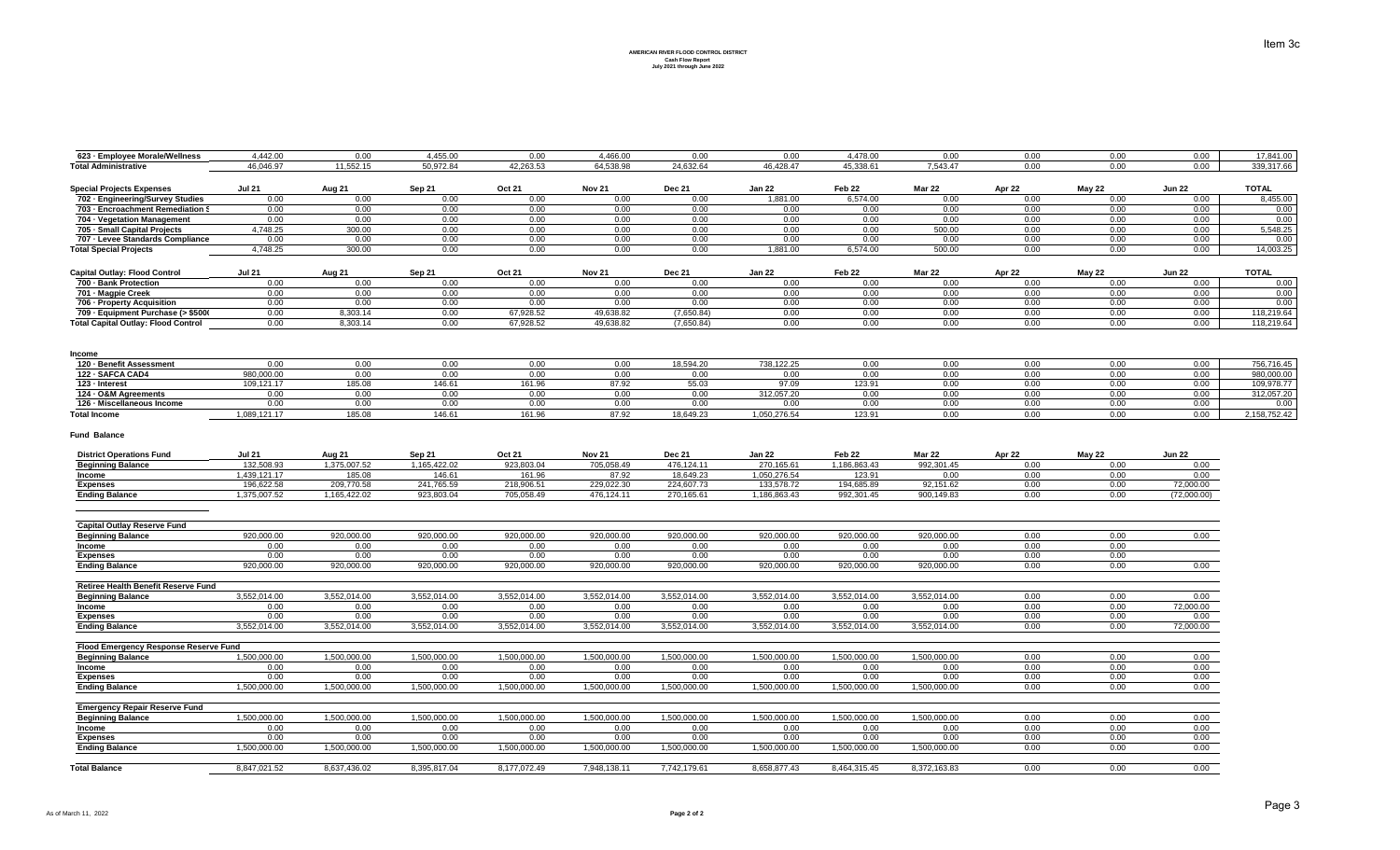AMERICAN RIVER FLOOD CONTROL DISTRICT
Cash Flow Report
July 2021 through June 2022

| | | | | | | | | | | | | | |
|---|---|---|---|---|---|---|---|---|---|---|---|---|---|
| 623 · Employee Morale/Wellness | 4,442.00 | 0.00 | 4,455.00 | 0.00 | 4,466.00 | 0.00 | 0.00 | 4,478.00 | 0.00 | 0.00 | 0.00 | 0.00 | 17,841.00 |
| **Total Administrative** | 46,046.97 | 11,552.15 | 50,972.84 | 42,263.53 | 64,538.98 | 24,632.64 | 46,428.47 | 45,338.61 | 7,543.47 | 0.00 | 0.00 | 0.00 | 339,317.66 |

| Special Projects Expenses | Jul 21 | Aug 21 | Sep 21 | Oct 21 | Nov 21 | Dec 21 | Jan 22 | Feb 22 | Mar 22 | Apr 22 | May 22 | Jun 22 | TOTAL |
|---|---|---|---|---|---|---|---|---|---|---|---|---|---|
| 702 · Engineering/Survey Studies | 0.00 | 0.00 | 0.00 | 0.00 | 0.00 | 0.00 | 1,881.00 | 6,574.00 | 0.00 | 0.00 | 0.00 | 0.00 | 8,455.00 |
| 703 · Encroachment Remediation S | 0.00 | 0.00 | 0.00 | 0.00 | 0.00 | 0.00 | 0.00 | 0.00 | 0.00 | 0.00 | 0.00 | 0.00 | 0.00 |
| 704 · Vegetation Management | 0.00 | 0.00 | 0.00 | 0.00 | 0.00 | 0.00 | 0.00 | 0.00 | 0.00 | 0.00 | 0.00 | 0.00 | 0.00 |
| 705 · Small Capital Projects | 4,748.25 | 300.00 | 0.00 | 0.00 | 0.00 | 0.00 | 0.00 | 0.00 | 500.00 | 0.00 | 0.00 | 0.00 | 5,548.25 |
| 707 · Levee Standards Compliance | 0.00 | 0.00 | 0.00 | 0.00 | 0.00 | 0.00 | 0.00 | 0.00 | 0.00 | 0.00 | 0.00 | 0.00 | 0.00 |
| **Total Special Projects** | 4,748.25 | 300.00 | 0.00 | 0.00 | 0.00 | 0.00 | 1,881.00 | 6,574.00 | 500.00 | 0.00 | 0.00 | 0.00 | 14,003.25 |

| Capital Outlay: Flood Control | Jul 21 | Aug 21 | Sep 21 | Oct 21 | Nov 21 | Dec 21 | Jan 22 | Feb 22 | Mar 22 | Apr 22 | May 22 | Jun 22 | TOTAL |
|---|---|---|---|---|---|---|---|---|---|---|---|---|---|
| 700 · Bank Protection | 0.00 | 0.00 | 0.00 | 0.00 | 0.00 | 0.00 | 0.00 | 0.00 | 0.00 | 0.00 | 0.00 | 0.00 | 0.00 |
| 701 · Magpie Creek | 0.00 | 0.00 | 0.00 | 0.00 | 0.00 | 0.00 | 0.00 | 0.00 | 0.00 | 0.00 | 0.00 | 0.00 | 0.00 |
| 706 · Property Acquisition | 0.00 | 0.00 | 0.00 | 0.00 | 0.00 | 0.00 | 0.00 | 0.00 | 0.00 | 0.00 | 0.00 | 0.00 | 0.00 |
| 709 · Equipment Purchase (> $500( | 0.00 | 8,303.14 | 0.00 | 67,928.52 | 49,638.82 | (7,650.84) | 0.00 | 0.00 | 0.00 | 0.00 | 0.00 | 0.00 | 118,219.64 |
| **Total Capital Outlay: Flood Control** | 0.00 | 8,303.14 | 0.00 | 67,928.52 | 49,638.82 | (7,650.84) | 0.00 | 0.00 | 0.00 | 0.00 | 0.00 | 0.00 | 118,219.64 |

**Income**

| | | | | | | | | | | | | | |
|---|---|---|---|---|---|---|---|---|---|---|---|---|---|
| 120 · Benefit Assessment | 0.00 | 0.00 | 0.00 | 0.00 | 0.00 | 18,594.20 | 738,122.25 | 0.00 | 0.00 | 0.00 | 0.00 | 0.00 | 756,716.45 |
| 122 · SAFCA CAD4 | 980,000.00 | 0.00 | 0.00 | 0.00 | 0.00 | 0.00 | 0.00 | 0.00 | 0.00 | 0.00 | 0.00 | 0.00 | 980,000.00 |
| 123 · Interest | 109,121.17 | 185.08 | 146.61 | 161.96 | 87.92 | 55.03 | 97.09 | 123.91 | 0.00 | 0.00 | 0.00 | 0.00 | 109,978.77 |
| 124 · O&M Agreements | 0.00 | 0.00 | 0.00 | 0.00 | 0.00 | 0.00 | 312,057.20 | 0.00 | 0.00 | 0.00 | 0.00 | 0.00 | 312,057.20 |
| 126 · Miscellaneous Income | 0.00 | 0.00 | 0.00 | 0.00 | 0.00 | 0.00 | 0.00 | 0.00 | 0.00 | 0.00 | 0.00 | 0.00 | 0.00 |
| **Total Income** | 1,089,121.17 | 185.08 | 146.61 | 161.96 | 87.92 | 18,649.23 | 1,050,276.54 | 123.91 | 0.00 | 0.00 | 0.00 | 0.00 | 2,158,752.42 |

**Fund Balance**

| District Operations Fund | Jul 21 | Aug 21 | Sep 21 | Oct 21 | Nov 21 | Dec 21 | Jan 22 | Feb 22 | Mar 22 | Apr 22 | May 22 | Jun 22 |
|---|---|---|---|---|---|---|---|---|---|---|---|---|
| Beginning Balance | 132,508.93 | 1,375,007.52 | 1,165,422.02 | 923,803.04 | 705,058.49 | 476,124.11 | 270,165.61 | 1,186,863.43 | 992,301.45 | 0.00 | 0.00 | 0.00 |
| Income | 1,439,121.17 | 185.08 | 146.61 | 161.96 | 87.92 | 18,649.23 | 1,050,276.54 | 123.91 | 0.00 | 0.00 | 0.00 | 0.00 |
| Expenses | 196,622.58 | 209,770.58 | 241,765.59 | 218,906.51 | 229,022.30 | 224,607.73 | 133,578.72 | 194,685.89 | 92,151.62 | 0.00 | 0.00 | 72,000.00 |
| **Ending Balance** | 1,375,007.52 | 1,165,422.02 | 923,803.04 | 705,058.49 | 476,124.11 | 270,165.61 | 1,186,863.43 | 992,301.45 | 900,149.83 | 0.00 | 0.00 | (72,000.00) |
| **Capital Outlay Reserve Fund** | | | | | | | | | | | | |
| Beginning Balance | 920,000.00 | 920,000.00 | 920,000.00 | 920,000.00 | 920,000.00 | 920,000.00 | 920,000.00 | 920,000.00 | 920,000.00 | 0.00 | 0.00 | 0.00 |
| Income | 0.00 | 0.00 | 0.00 | 0.00 | 0.00 | 0.00 | 0.00 | 0.00 | 0.00 | 0.00 | 0.00 | |
| Expenses | 0.00 | 0.00 | 0.00 | 0.00 | 0.00 | 0.00 | 0.00 | 0.00 | 0.00 | 0.00 | 0.00 | |
| **Ending Balance** | 920,000.00 | 920,000.00 | 920,000.00 | 920,000.00 | 920,000.00 | 920,000.00 | 920,000.00 | 920,000.00 | 920,000.00 | 0.00 | 0.00 | 0.00 |
| **Retiree Health Benefit Reserve Fund** | | | | | | | | | | | | |
| Beginning Balance | 3,552,014.00 | 3,552,014.00 | 3,552,014.00 | 3,552,014.00 | 3,552,014.00 | 3,552,014.00 | 3,552,014.00 | 3,552,014.00 | 3,552,014.00 | 0.00 | 0.00 | 0.00 |
| Income | 0.00 | 0.00 | 0.00 | 0.00 | 0.00 | 0.00 | 0.00 | 0.00 | 0.00 | 0.00 | 0.00 | 72,000.00 |
| Expenses | 0.00 | 0.00 | 0.00 | 0.00 | 0.00 | 0.00 | 0.00 | 0.00 | 0.00 | 0.00 | 0.00 | 0.00 |
| **Ending Balance** | 3,552,014.00 | 3,552,014.00 | 3,552,014.00 | 3,552,014.00 | 3,552,014.00 | 3,552,014.00 | 3,552,014.00 | 3,552,014.00 | 3,552,014.00 | 0.00 | 0.00 | 72,000.00 |
| **Flood Emergency Response Reserve Fund** | | | | | | | | | | | | |
| Beginning Balance | 1,500,000.00 | 1,500,000.00 | 1,500,000.00 | 1,500,000.00 | 1,500,000.00 | 1,500,000.00 | 1,500,000.00 | 1,500,000.00 | 1,500,000.00 | 0.00 | 0.00 | 0.00 |
| Income | 0.00 | 0.00 | 0.00 | 0.00 | 0.00 | 0.00 | 0.00 | 0.00 | 0.00 | 0.00 | 0.00 | 0.00 |
| Expenses | 0.00 | 0.00 | 0.00 | 0.00 | 0.00 | 0.00 | 0.00 | 0.00 | 0.00 | 0.00 | 0.00 | 0.00 |
| **Ending Balance** | 1,500,000.00 | 1,500,000.00 | 1,500,000.00 | 1,500,000.00 | 1,500,000.00 | 1,500,000.00 | 1,500,000.00 | 1,500,000.00 | 1,500,000.00 | 0.00 | 0.00 | 0.00 |
| **Emergency Repair Reserve Fund** | | | | | | | | | | | | |
| Beginning Balance | 1,500,000.00 | 1,500,000.00 | 1,500,000.00 | 1,500,000.00 | 1,500,000.00 | 1,500,000.00 | 1,500,000.00 | 1,500,000.00 | 1,500,000.00 | 0.00 | 0.00 | 0.00 |
| Income | 0.00 | 0.00 | 0.00 | 0.00 | 0.00 | 0.00 | 0.00 | 0.00 | 0.00 | 0.00 | 0.00 | 0.00 |
| Expenses | 0.00 | 0.00 | 0.00 | 0.00 | 0.00 | 0.00 | 0.00 | 0.00 | 0.00 | 0.00 | 0.00 | 0.00 |
| **Ending Balance** | 1,500,000.00 | 1,500,000.00 | 1,500,000.00 | 1,500,000.00 | 1,500,000.00 | 1,500,000.00 | 1,500,000.00 | 1,500,000.00 | 1,500,000.00 | 0.00 | 0.00 | 0.00 |
| **Total Balance** | 8,847,021.52 | 8,637,436.02 | 8,395,817.04 | 8,177,072.49 | 7,948,138.11 | 7,742,179.61 | 8,658,877.43 | 8,464,315.45 | 8,372,163.83 | 0.00 | 0.00 | 0.00 |

As of March 11, 2022